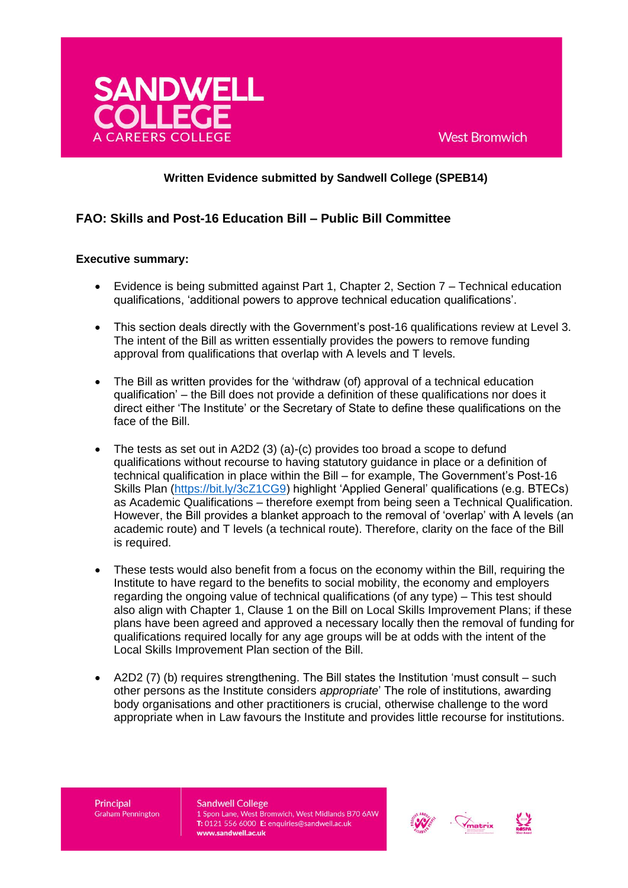**SANDWELL COLLEGE**
A CAREERS COLLEGE

West Bromwich

**Written Evidence submitted by Sandwell College (SPEB14)**

## FAO: Skills and Post-16 Education Bill – Public Bill Committee

**Executive summary:**

- Evidence is being submitted against Part 1, Chapter 2, Section 7 – Technical education qualifications, 'additional powers to approve technical education qualifications'.
- This section deals directly with the Government's post-16 qualifications review at Level 3. The intent of the Bill as written essentially provides the powers to remove funding approval from qualifications that overlap with A levels and T levels.
- The Bill as written provides for the 'withdraw (of) approval of a technical education qualification' – the Bill does not provide a definition of these qualifications nor does it direct either 'The Institute' or the Secretary of State to define these qualifications on the face of the Bill.
- The tests as set out in A2D2 (3) (a)-(c) provides too broad a scope to defund qualifications without recourse to having statutory guidance in place or a definition of technical qualification in place within the Bill – for example, The Government's Post-16 Skills Plan (https://bit.ly/3cZ1CG9) highlight 'Applied General' qualifications (e.g. BTECs) as Academic Qualifications – therefore exempt from being seen a Technical Qualification. However, the Bill provides a blanket approach to the removal of 'overlap' with A levels (an academic route) and T levels (a technical route). Therefore, clarity on the face of the Bill is required.
- These tests would also benefit from a focus on the economy within the Bill, requiring the Institute to have regard to the benefits to social mobility, the economy and employers regarding the ongoing value of technical qualifications (of any type) – This test should also align with Chapter 1, Clause 1 on the Bill on Local Skills Improvement Plans; if these plans have been agreed and approved a necessary locally then the removal of funding for qualifications required locally for any age groups will be at odds with the intent of the Local Skills Improvement Plan section of the Bill.
- A2D2 (7) (b) requires strengthening. The Bill states the Institution 'must consult – such other persons as the Institute considers *appropriate*' The role of institutions, awarding body organisations and other practitioners is crucial, otherwise challenge to the word appropriate when in Law favours the Institute and provides little recourse for institutions.

Principal
Graham Pennington

Sandwell College
1 Spon Lane, West Bromwich, West Midlands B70 6AW
**T:** 0121 556 6000 **E:** enquiries@sandwell.ac.uk
**www.sandwell.ac.uk**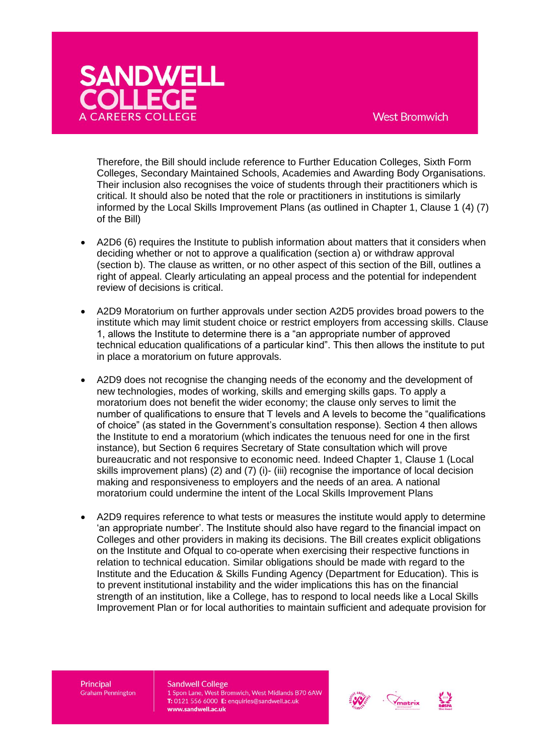Therefore, the Bill should include reference to Further Education Colleges, Sixth Form Colleges, Secondary Maintained Schools, Academies and Awarding Body Organisations. Their inclusion also recognises the voice of students through their practitioners which is critical. It should also be noted that the role or practitioners in institutions is similarly informed by the Local Skills Improvement Plans (as outlined in Chapter 1, Clause 1 (4) (7) of the Bill)

- A2D6 (6) requires the Institute to publish information about matters that it considers when deciding whether or not to approve a qualification (section a) or withdraw approval (section b). The clause as written, or no other aspect of this section of the Bill, outlines a right of appeal. Clearly articulating an appeal process and the potential for independent review of decisions is critical.

- A2D9 Moratorium on further approvals under section A2D5 provides broad powers to the institute which may limit student choice or restrict employers from accessing skills. Clause 1, allows the Institute to determine there is a "an appropriate number of approved technical education qualifications of a particular kind". This then allows the institute to put in place a moratorium on future approvals.

- A2D9 does not recognise the changing needs of the economy and the development of new technologies, modes of working, skills and emerging skills gaps. To apply a moratorium does not benefit the wider economy; the clause only serves to limit the number of qualifications to ensure that T levels and A levels to become the "qualifications of choice" (as stated in the Government's consultation response). Section 4 then allows the Institute to end a moratorium (which indicates the tenuous need for one in the first instance), but Section 6 requires Secretary of State consultation which will prove bureaucratic and not responsive to economic need. Indeed Chapter 1, Clause 1 (Local skills improvement plans) (2) and (7) (i)- (iii) recognise the importance of local decision making and responsiveness to employers and the needs of an area. A national moratorium could undermine the intent of the Local Skills Improvement Plans

- A2D9 requires reference to what tests or measures the institute would apply to determine 'an appropriate number'. The Institute should also have regard to the financial impact on Colleges and other providers in making its decisions. The Bill creates explicit obligations on the Institute and Ofqual to co-operate when exercising their respective functions in relation to technical education. Similar obligations should be made with regard to the Institute and the Education & Skills Funding Agency (Department for Education). This is to prevent institutional instability and the wider implications this has on the financial strength of an institution, like a College, has to respond to local needs like a Local Skills Improvement Plan or for local authorities to maintain sufficient and adequate provision for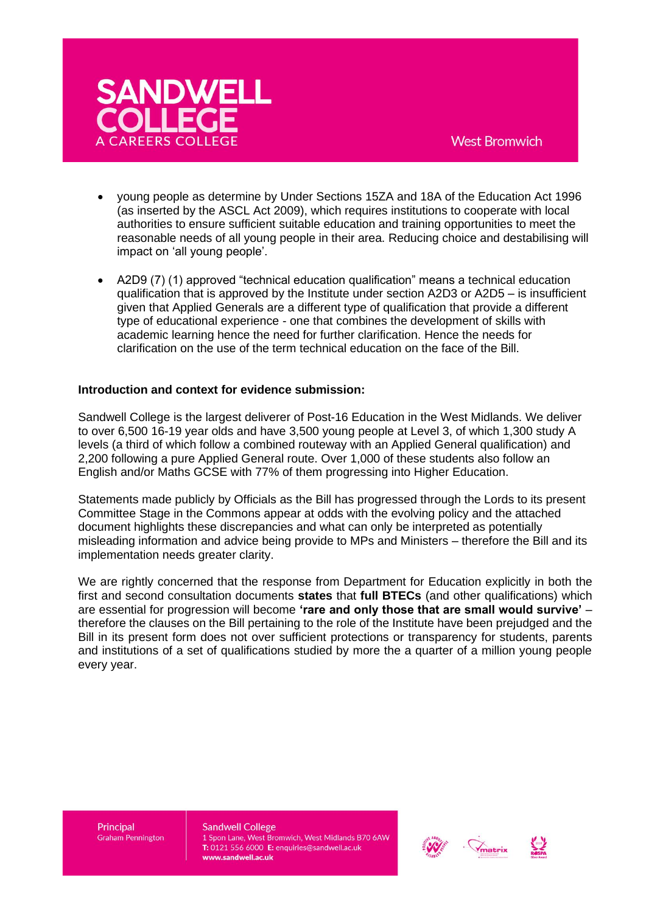- young people as determine by Under Sections 15ZA and 18A of the Education Act 1996 (as inserted by the ASCL Act 2009), which requires institutions to cooperate with local authorities to ensure sufficient suitable education and training opportunities to meet the reasonable needs of all young people in their area. Reducing choice and destabilising will impact on 'all young people'.

- A2D9 (7) (1) approved "technical education qualification" means a technical education qualification that is approved by the Institute under section A2D3 or A2D5 – is insufficient given that Applied Generals are a different type of qualification that provide a different type of educational experience - one that combines the development of skills with academic learning hence the need for further clarification. Hence the needs for clarification on the use of the term technical education on the face of the Bill.

**Introduction and context for evidence submission:**

Sandwell College is the largest deliverer of Post-16 Education in the West Midlands. We deliver to over 6,500 16-19 year olds and have 3,500 young people at Level 3, of which 1,300 study A levels (a third of which follow a combined routeway with an Applied General qualification) and 2,200 following a pure Applied General route. Over 1,000 of these students also follow an English and/or Maths GCSE with 77% of them progressing into Higher Education.

Statements made publicly by Officials as the Bill has progressed through the Lords to its present Committee Stage in the Commons appear at odds with the evolving policy and the attached document highlights these discrepancies and what can only be interpreted as potentially misleading information and advice being provide to MPs and Ministers – therefore the Bill and its implementation needs greater clarity.

We are rightly concerned that the response from Department for Education explicitly in both the first and second consultation documents **states** that **full BTECs** (and other qualifications) which are essential for progression will become **'rare and only those that are small would survive'** – therefore the clauses on the Bill pertaining to the role of the Institute have been prejudged and the Bill in its present form does not over sufficient protections or transparency for students, parents and institutions of a set of qualifications studied by more the a quarter of a million young people every year.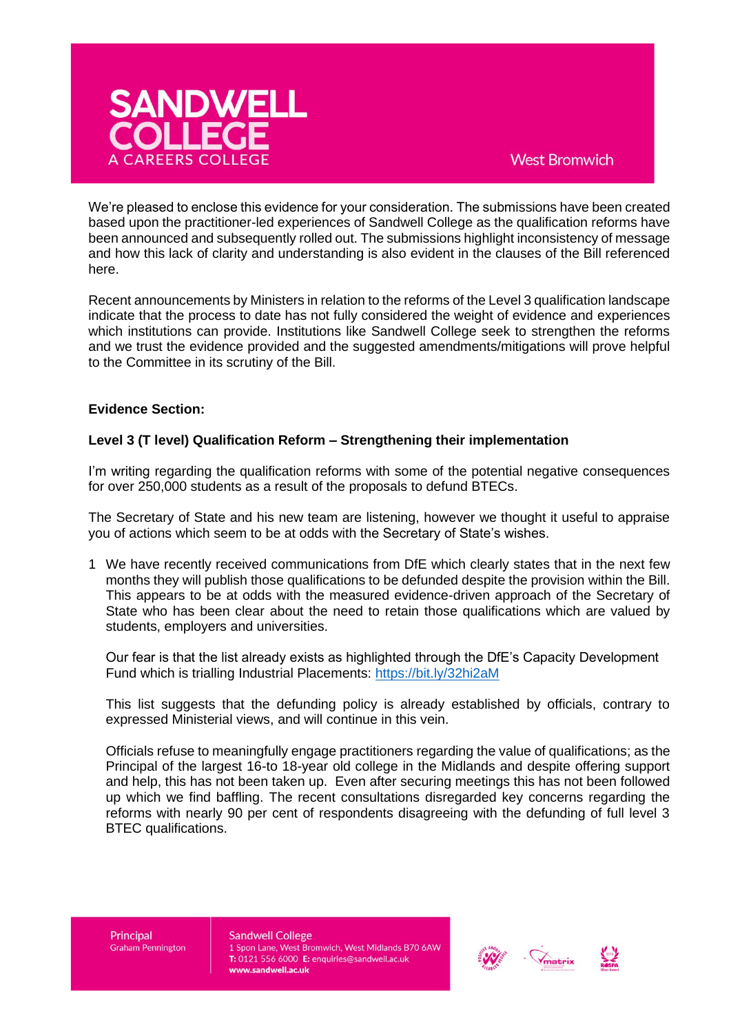We're pleased to enclose this evidence for your consideration. The submissions have been created based upon the practitioner-led experiences of Sandwell College as the qualification reforms have been announced and subsequently rolled out. The submissions highlight inconsistency of message and how this lack of clarity and understanding is also evident in the clauses of the Bill referenced here.

Recent announcements by Ministers in relation to the reforms of the Level 3 qualification landscape indicate that the process to date has not fully considered the weight of evidence and experiences which institutions can provide. Institutions like Sandwell College seek to strengthen the reforms and we trust the evidence provided and the suggested amendments/mitigations will prove helpful to the Committee in its scrutiny of the Bill.

**Evidence Section:**

**Level 3 (T level) Qualification Reform – Strengthening their implementation**

I'm writing regarding the qualification reforms with some of the potential negative consequences for over 250,000 students as a result of the proposals to defund BTECs.

The Secretary of State and his new team are listening, however we thought it useful to appraise you of actions which seem to be at odds with the Secretary of State's wishes.

1. We have recently received communications from DfE which clearly states that in the next few months they will publish those qualifications to be defunded despite the provision within the Bill. This appears to be at odds with the measured evidence-driven approach of the Secretary of State who has been clear about the need to retain those qualifications which are valued by students, employers and universities.

   Our fear is that the list already exists as highlighted through the DfE's Capacity Development Fund which is trialling Industrial Placements: https://bit.ly/32hi2aM

   This list suggests that the defunding policy is already established by officials, contrary to expressed Ministerial views, and will continue in this vein.

   Officials refuse to meaningfully engage practitioners regarding the value of qualifications; as the Principal of the largest 16-to 18-year old college in the Midlands and despite offering support and help, this has not been taken up. Even after securing meetings this has not been followed up which we find baffling. The recent consultations disregarded key concerns regarding the reforms with nearly 90 per cent of respondents disagreeing with the defunding of full level 3 BTEC qualifications.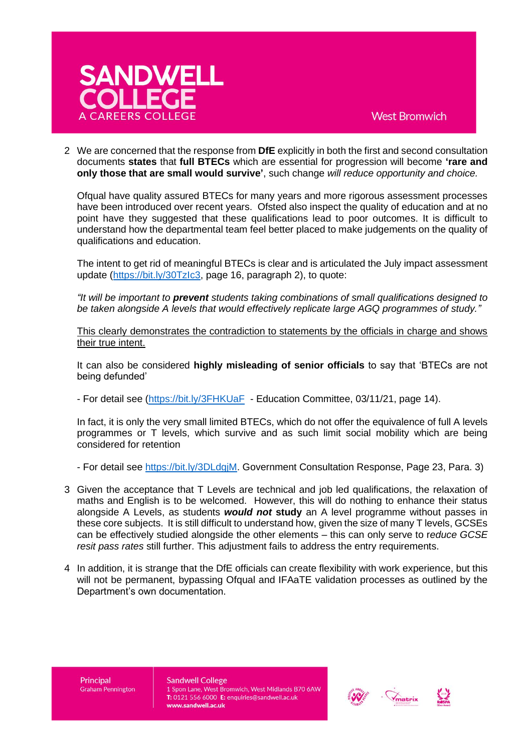2. We are concerned that the response from **DfE** explicitly in both the first and second consultation documents **states** that **full BTECs** which are essential for progression will become **'rare and only those that are small would survive'**, such change *will reduce opportunity and choice.*

   Ofqual have quality assured BTECs for many years and more rigorous assessment processes have been introduced over recent years. Ofsted also inspect the quality of education and at no point have they suggested that these qualifications lead to poor outcomes. It is difficult to understand how the departmental team feel better placed to make judgements on the quality of qualifications and education.

   The intent to get rid of meaningful BTECs is clear and is articulated the July impact assessment update (https://bit.ly/30TzIc3, page 16, paragraph 2), to quote:

   *"It will be important to **prevent** students taking combinations of small qualifications designed to be taken alongside A levels that would effectively replicate large AGQ programmes of study."*

   <u>This clearly demonstrates the contradiction to statements by the officials in charge and shows their true intent.</u>

   It can also be considered **highly misleading of senior officials** to say that 'BTECs are not being defunded'

   - For detail see (https://bit.ly/3FHKUaF - Education Committee, 03/11/21, page 14).

   In fact, it is only the very small limited BTECs, which do not offer the equivalence of full A levels programmes or T levels, which survive and as such limit social mobility which are being considered for retention

   - For detail see https://bit.ly/3DLdgjM. Government Consultation Response, Page 23, Para. 3)

3. Given the acceptance that T Levels are technical and job led qualifications, the relaxation of maths and English is to be welcomed. However, this will do nothing to enhance their status alongside A Levels, as students ***would not* study** an A level programme without passes in these core subjects. It is still difficult to understand how, given the size of many T levels, GCSEs can be effectively studied alongside the other elements – this can only serve to r*educe GCSE resit pass rates* still further. This adjustment fails to address the entry requirements.

4. In addition, it is strange that the DfE officials can create flexibility with work experience, but this will not be permanent, bypassing Ofqual and IFAaTE validation processes as outlined by the Department's own documentation.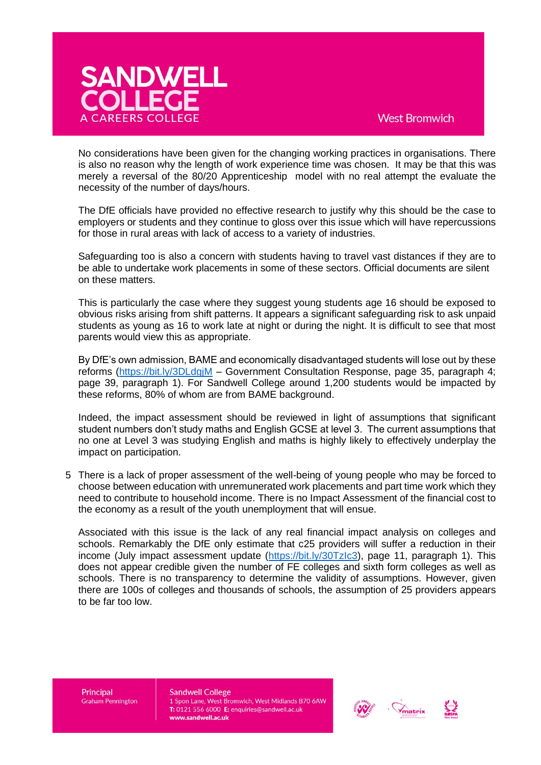No considerations have been given for the changing working practices in organisations. There is also no reason why the length of work experience time was chosen. It may be that this was merely a reversal of the 80/20 Apprenticeship model with no real attempt the evaluate the necessity of the number of days/hours.

The DfE officials have provided no effective research to justify why this should be the case to employers or students and they continue to gloss over this issue which will have repercussions for those in rural areas with lack of access to a variety of industries.

Safeguarding too is also a concern with students having to travel vast distances if they are to be able to undertake work placements in some of these sectors. Official documents are silent on these matters.

This is particularly the case where they suggest young students age 16 should be exposed to obvious risks arising from shift patterns. It appears a significant safeguarding risk to ask unpaid students as young as 16 to work late at night or during the night. It is difficult to see that most parents would view this as appropriate.

By DfE's own admission, BAME and economically disadvantaged students will lose out by these reforms (https://bit.ly/3DLdgjM – Government Consultation Response, page 35, paragraph 4; page 39, paragraph 1). For Sandwell College around 1,200 students would be impacted by these reforms, 80% of whom are from BAME background.

Indeed, the impact assessment should be reviewed in light of assumptions that significant student numbers don't study maths and English GCSE at level 3. The current assumptions that no one at Level 3 was studying English and maths is highly likely to effectively underplay the impact on participation.

5. There is a lack of proper assessment of the well-being of young people who may be forced to choose between education with unremunerated work placements and part time work which they need to contribute to household income. There is no Impact Assessment of the financial cost to the economy as a result of the youth unemployment that will ensue.

   Associated with this issue is the lack of any real financial impact analysis on colleges and schools. Remarkably the DfE only estimate that c25 providers will suffer a reduction in their income (July impact assessment update (https://bit.ly/30TzIc3), page 11, paragraph 1). This does not appear credible given the number of FE colleges and sixth form colleges as well as schools. There is no transparency to determine the validity of assumptions. However, given there are 100s of colleges and thousands of schools, the assumption of 25 providers appears to be far too low.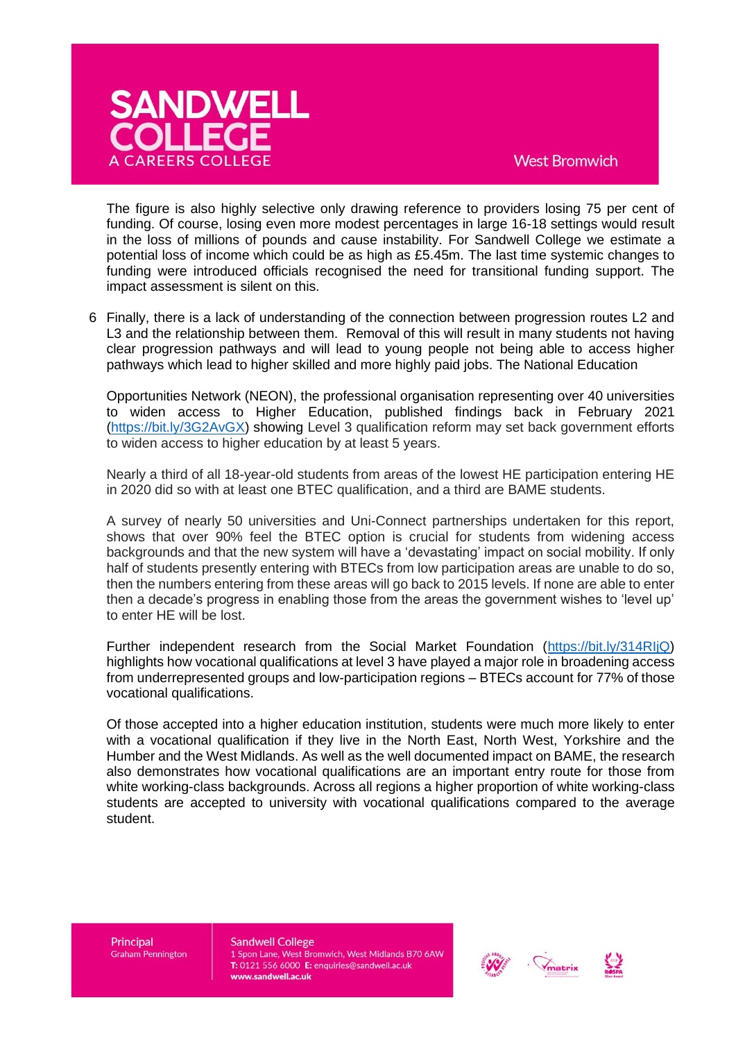The figure is also highly selective only drawing reference to providers losing 75 per cent of funding. Of course, losing even more modest percentages in large 16-18 settings would result in the loss of millions of pounds and cause instability. For Sandwell College we estimate a potential loss of income which could be as high as £5.45m. The last time systemic changes to funding were introduced officials recognised the need for transitional funding support. The impact assessment is silent on this.

6 Finally, there is a lack of understanding of the connection between progression routes L2 and L3 and the relationship between them. Removal of this will result in many students not having clear progression pathways and will lead to young people not being able to access higher pathways which lead to higher skilled and more highly paid jobs. The National Education

Opportunities Network (NEON), the professional organisation representing over 40 universities to widen access to Higher Education, published findings back in February 2021 (https://bit.ly/3G2AvGX) showing Level 3 qualification reform may set back government efforts to widen access to higher education by at least 5 years.

Nearly a third of all 18-year-old students from areas of the lowest HE participation entering HE in 2020 did so with at least one BTEC qualification, and a third are BAME students.

A survey of nearly 50 universities and Uni-Connect partnerships undertaken for this report, shows that over 90% feel the BTEC option is crucial for students from widening access backgrounds and that the new system will have a 'devastating' impact on social mobility. If only half of students presently entering with BTECs from low participation areas are unable to do so, then the numbers entering from these areas will go back to 2015 levels. If none are able to enter then a decade's progress in enabling those from the areas the government wishes to 'level up' to enter HE will be lost.

Further independent research from the Social Market Foundation (https://bit.ly/314RIjQ) highlights how vocational qualifications at level 3 have played a major role in broadening access from underrepresented groups and low-participation regions – BTECs account for 77% of those vocational qualifications.

Of those accepted into a higher education institution, students were much more likely to enter with a vocational qualification if they live in the North East, North West, Yorkshire and the Humber and the West Midlands. As well as the well documented impact on BAME, the research also demonstrates how vocational qualifications are an important entry route for those from white working-class backgrounds. Across all regions a higher proportion of white working-class students are accepted to university with vocational qualifications compared to the average student.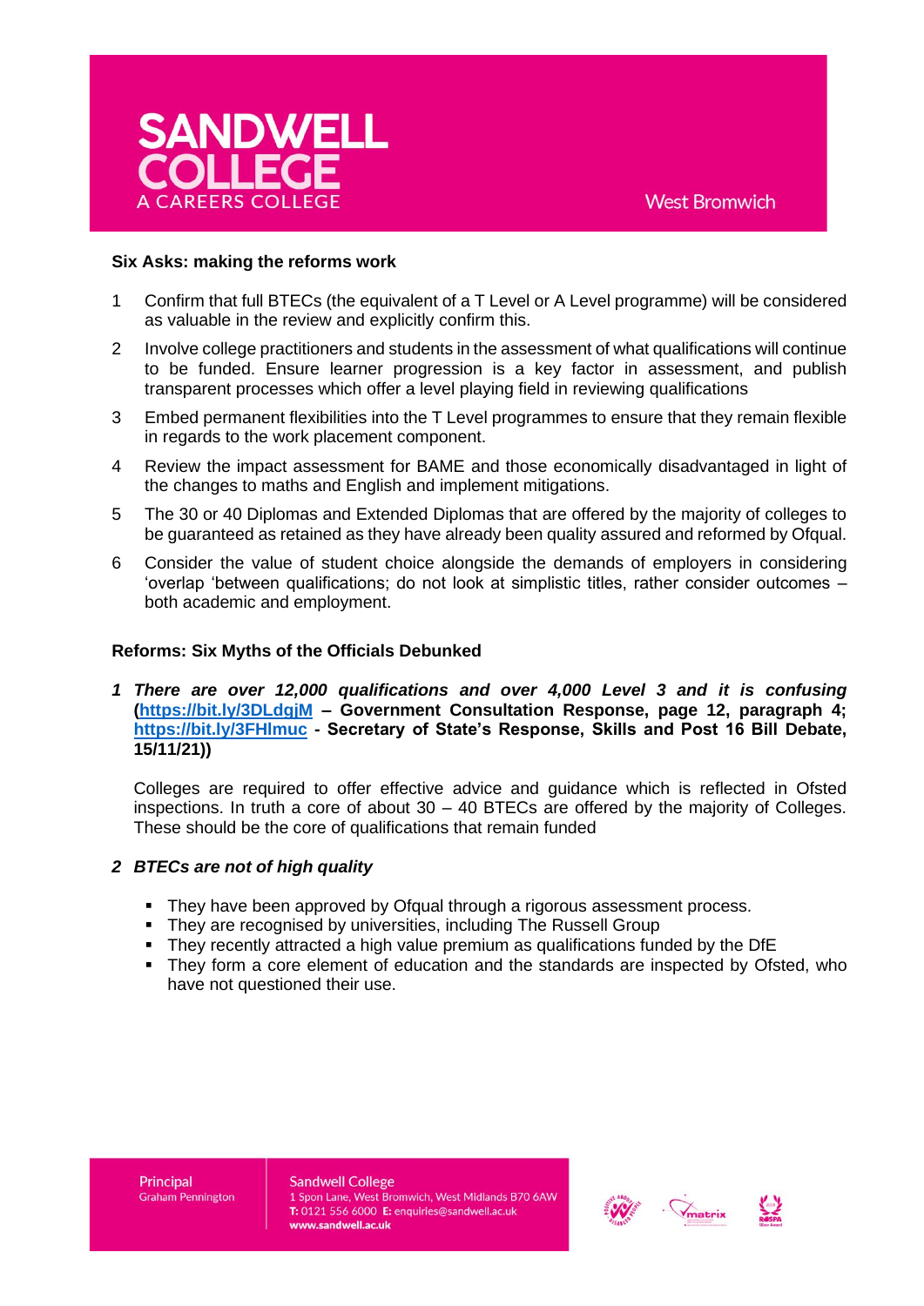**Six Asks: making the reforms work**

1. Confirm that full BTECs (the equivalent of a T Level or A Level programme) will be considered as valuable in the review and explicitly confirm this.
2. Involve college practitioners and students in the assessment of what qualifications will continue to be funded. Ensure learner progression is a key factor in assessment, and publish transparent processes which offer a level playing field in reviewing qualifications
3. Embed permanent flexibilities into the T Level programmes to ensure that they remain flexible in regards to the work placement component.
4. Review the impact assessment for BAME and those economically disadvantaged in light of the changes to maths and English and implement mitigations.
5. The 30 or 40 Diplomas and Extended Diplomas that are offered by the majority of colleges to be guaranteed as retained as they have already been quality assured and reformed by Ofqual.
6. Consider the value of student choice alongside the demands of employers in considering 'overlap 'between qualifications; do not look at simplistic titles, rather consider outcomes – both academic and employment.

**Reforms: Six Myths of the Officials Debunked**

1 ***There are over 12,000 qualifications and over 4,000 Level 3 and it is confusing* (https://bit.ly/3DLdgjM – Government Consultation Response, page 12, paragraph 4; https://bit.ly/3FHlmuc - Secretary of State's Response, Skills and Post 16 Bill Debate, 15/11/21))**

Colleges are required to offer effective advice and guidance which is reflected in Ofsted inspections. In truth a core of about 30 – 40 BTECs are offered by the majority of Colleges. These should be the core of qualifications that remain funded

2 ***BTECs are not of high quality***

- They have been approved by Ofqual through a rigorous assessment process.
- They are recognised by universities, including The Russell Group
- They recently attracted a high value premium as qualifications funded by the DfE
- They form a core element of education and the standards are inspected by Ofsted, who have not questioned their use.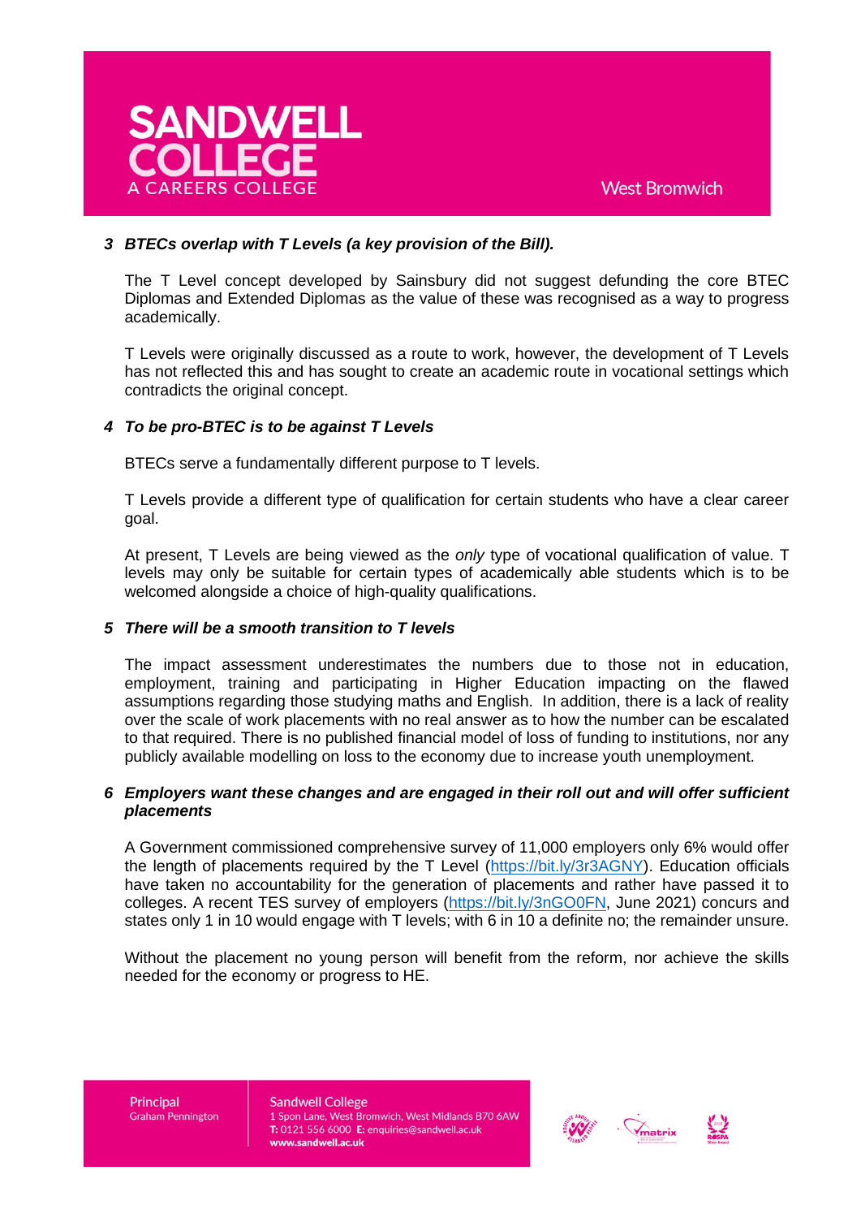### 3 *BTECs overlap with T Levels (a key provision of the Bill).*

The T Level concept developed by Sainsbury did not suggest defunding the core BTEC Diplomas and Extended Diplomas as the value of these was recognised as a way to progress academically.

T Levels were originally discussed as a route to work, however, the development of T Levels has not reflected this and has sought to create an academic route in vocational settings which contradicts the original concept.

### 4 *To be pro-BTEC is to be against T Levels*

BTECs serve a fundamentally different purpose to T levels.

T Levels provide a different type of qualification for certain students who have a clear career goal.

At present, T Levels are being viewed as the *only* type of vocational qualification of value. T levels may only be suitable for certain types of academically able students which is to be welcomed alongside a choice of high-quality qualifications.

### 5 *There will be a smooth transition to T levels*

The impact assessment underestimates the numbers due to those not in education, employment, training and participating in Higher Education impacting on the flawed assumptions regarding those studying maths and English. In addition, there is a lack of reality over the scale of work placements with no real answer as to how the number can be escalated to that required. There is no published financial model of loss of funding to institutions, nor any publicly available modelling on loss to the economy due to increase youth unemployment.

### 6 *Employers want these changes and are engaged in their roll out and will offer sufficient placements*

A Government commissioned comprehensive survey of 11,000 employers only 6% would offer the length of placements required by the T Level (https://bit.ly/3r3AGNY). Education officials have taken no accountability for the generation of placements and rather have passed it to colleges. A recent TES survey of employers (https://bit.ly/3nGO0FN, June 2021) concurs and states only 1 in 10 would engage with T levels; with 6 in 10 a definite no; the remainder unsure.

Without the placement no young person will benefit from the reform, nor achieve the skills needed for the economy or progress to HE.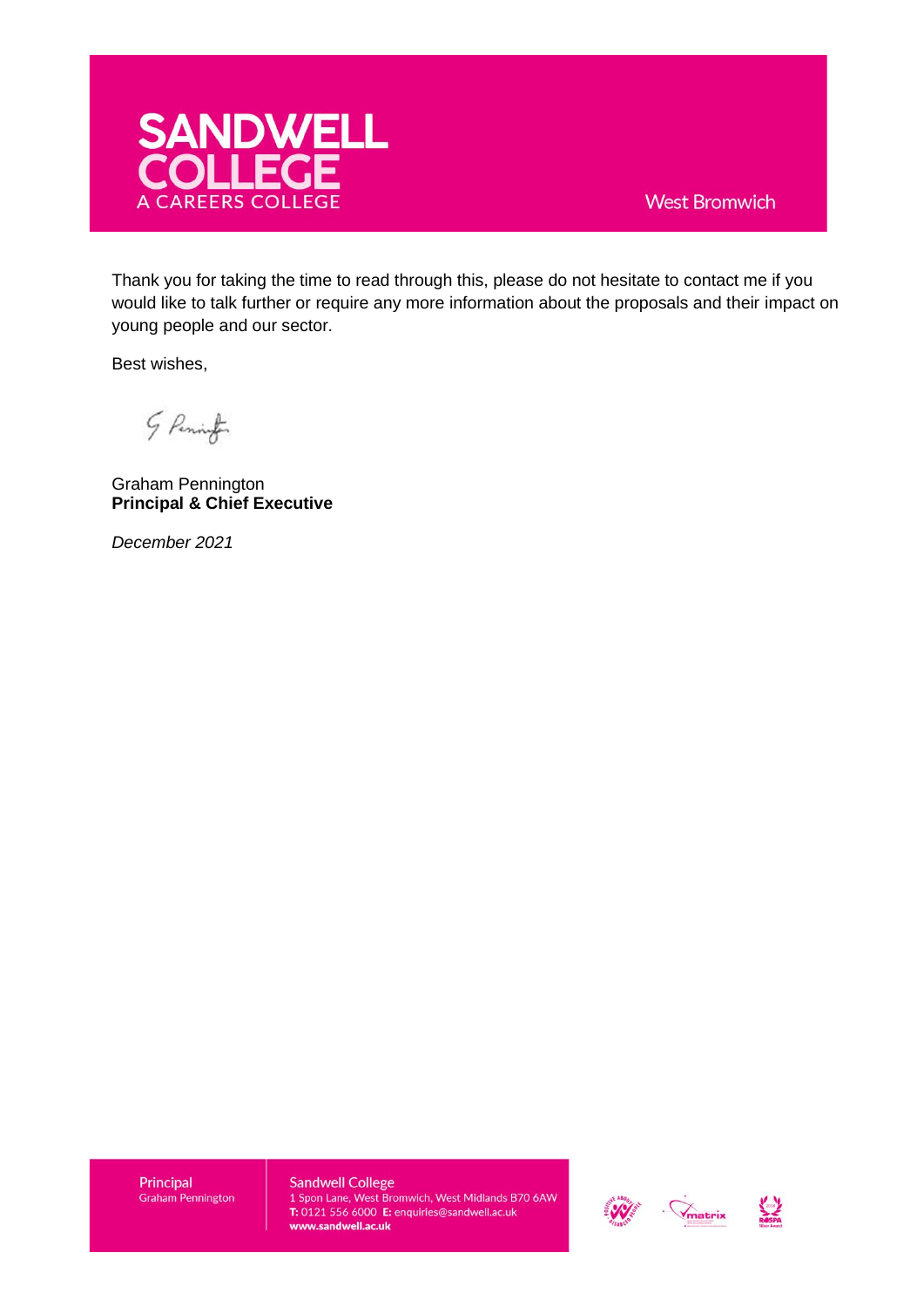Thank you for taking the time to read through this, please do not hesitate to contact me if you would like to talk further or require any more information about the proposals and their impact on young people and our sector.

Best wishes,

Graham Pennington
**Principal & Chief Executive**

*December 2021*